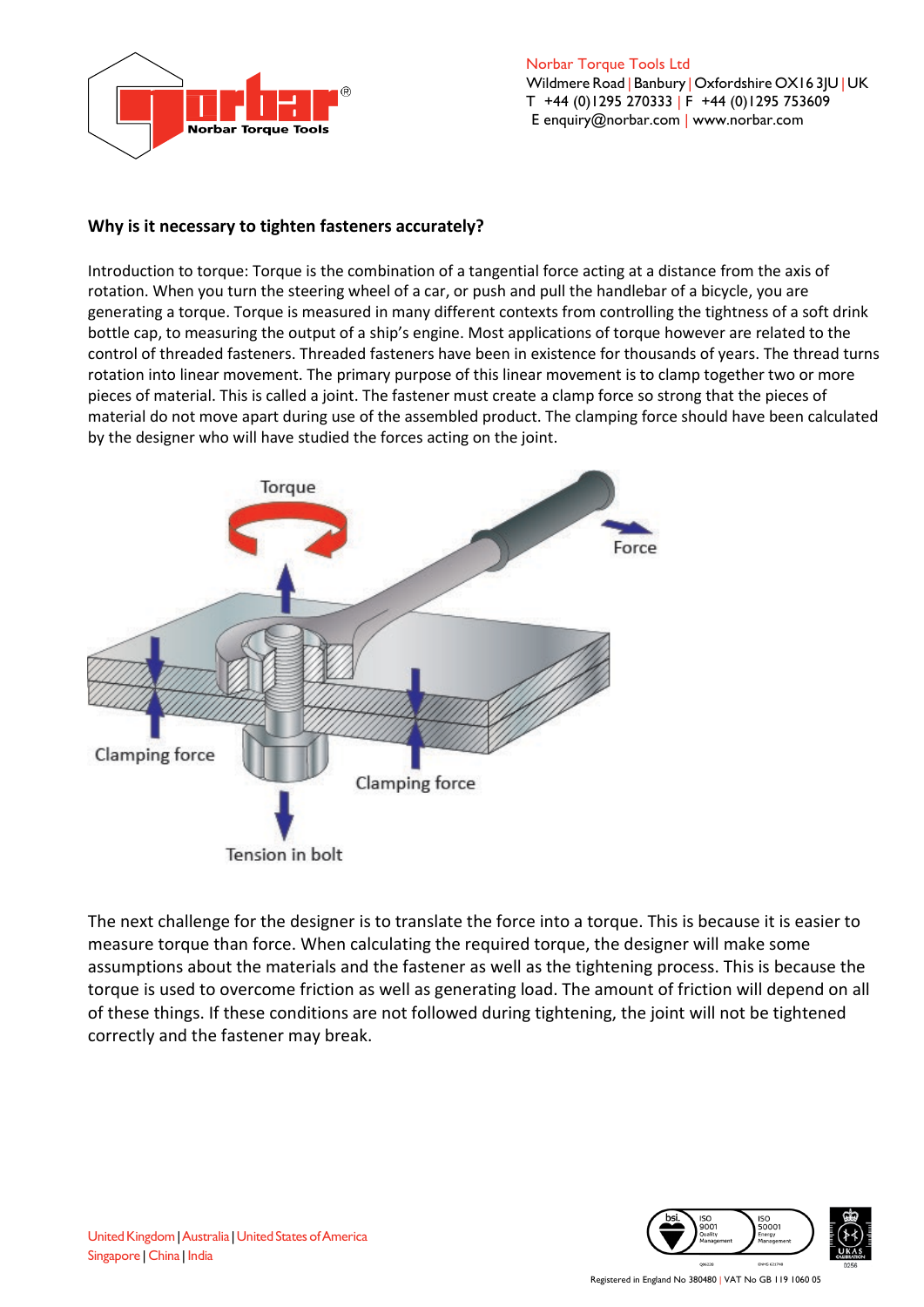Norbar Torque Tools Ltd
Wildmere Road | Banbury | Oxfordshire OX16 3JU | UK
T +44 (0)1295 270333 | F +44 (0)1295 753609
E enquiry@norbar.com | www.norbar.com

**Why is it necessary to tighten fasteners accurately?**

Introduction to torque: Torque is the combination of a tangential force acting at a distance from the axis of rotation. When you turn the steering wheel of a car, or push and pull the handlebar of a bicycle, you are generating a torque. Torque is measured in many different contexts from controlling the tightness of a soft drink bottle cap, to measuring the output of a ship's engine. Most applications of torque however are related to the control of threaded fasteners. Threaded fasteners have been in existence for thousands of years. The thread turns rotation into linear movement. The primary purpose of this linear movement is to clamp together two or more pieces of material. This is called a joint. The fastener must create a clamp force so strong that the pieces of material do not move apart during use of the assembled product. The clamping force should have been calculated by the designer who will have studied the forces acting on the joint.

Torque

Force

Clamping force

Clamping force

Tension in bolt

The next challenge for the designer is to translate the force into a torque. This is because it is easier to measure torque than force. When calculating the required torque, the designer will make some assumptions about the materials and the fastener as well as the tightening process. This is because the torque is used to overcome friction as well as generating load. The amount of friction will depend on all of these things. If these conditions are not followed during tightening, the joint will not be tightened correctly and the fastener may break.

United Kingdom | Australia | United States of America
Singapore | China | India

Registered in England No 380480 | VAT No GB 119 1060 05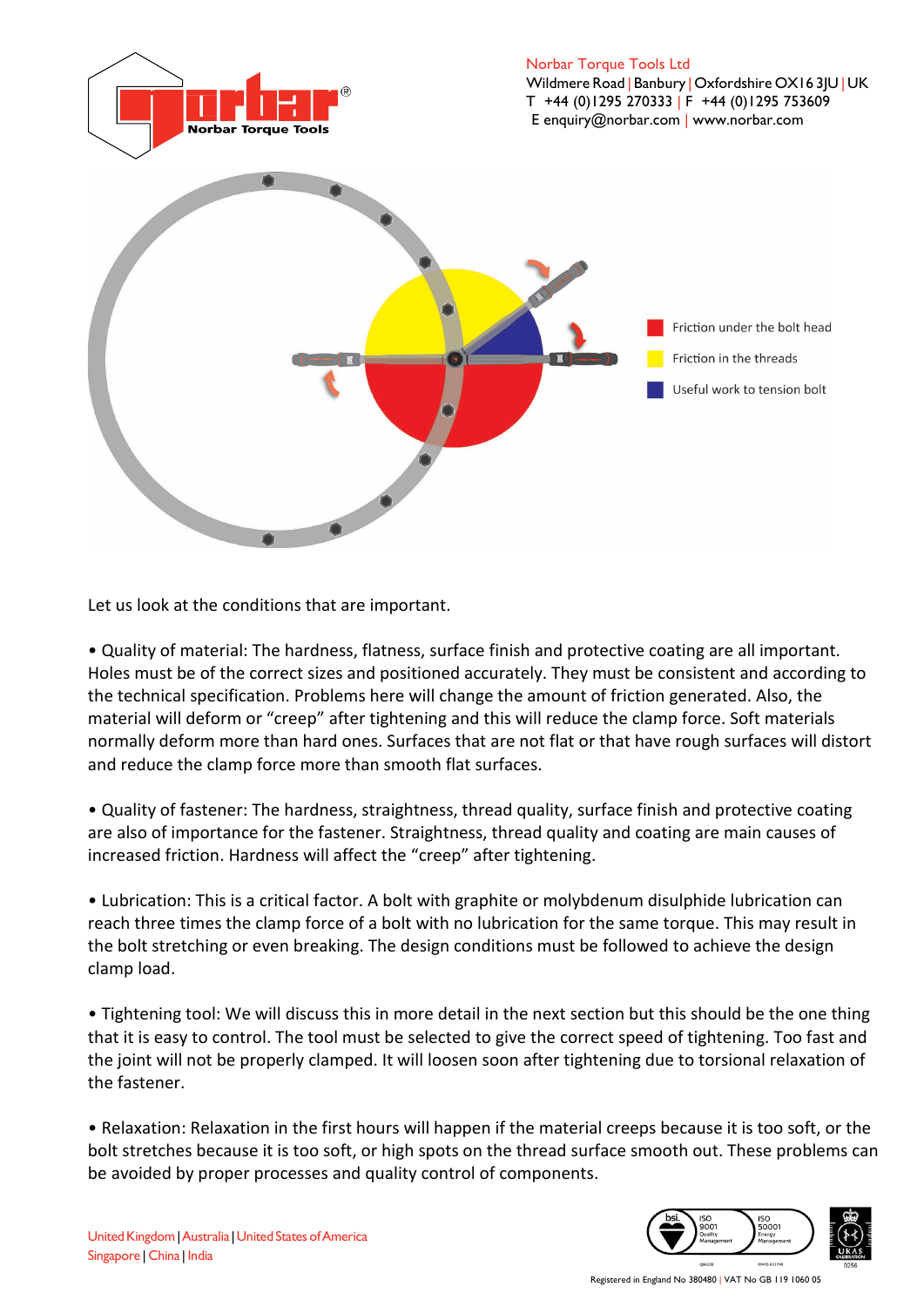Friction under the bolt head

Friction in the threads

Useful work to tension bolt

Let us look at the conditions that are important.

- Quality of material: The hardness, flatness, surface finish and protective coating are all important. Holes must be of the correct sizes and positioned accurately. They must be consistent and according to the technical specification. Problems here will change the amount of friction generated. Also, the material will deform or "creep" after tightening and this will reduce the clamp force. Soft materials normally deform more than hard ones. Surfaces that are not flat or that have rough surfaces will distort and reduce the clamp force more than smooth flat surfaces.

- Quality of fastener: The hardness, straightness, thread quality, surface finish and protective coating are also of importance for the fastener. Straightness, thread quality and coating are main causes of increased friction. Hardness will affect the "creep" after tightening.

- Lubrication: This is a critical factor. A bolt with graphite or molybdenum disulphide lubrication can reach three times the clamp force of a bolt with no lubrication for the same torque. This may result in the bolt stretching or even breaking. The design conditions must be followed to achieve the design clamp load.

- Tightening tool: We will discuss this in more detail in the next section but this should be the one thing that it is easy to control. The tool must be selected to give the correct speed of tightening. Too fast and the joint will not be properly clamped. It will loosen soon after tightening due to torsional relaxation of the fastener.

- Relaxation: Relaxation in the first hours will happen if the material creeps because it is too soft, or the bolt stretches because it is too soft, or high spots on the thread surface smooth out. These problems can be avoided by proper processes and quality control of components.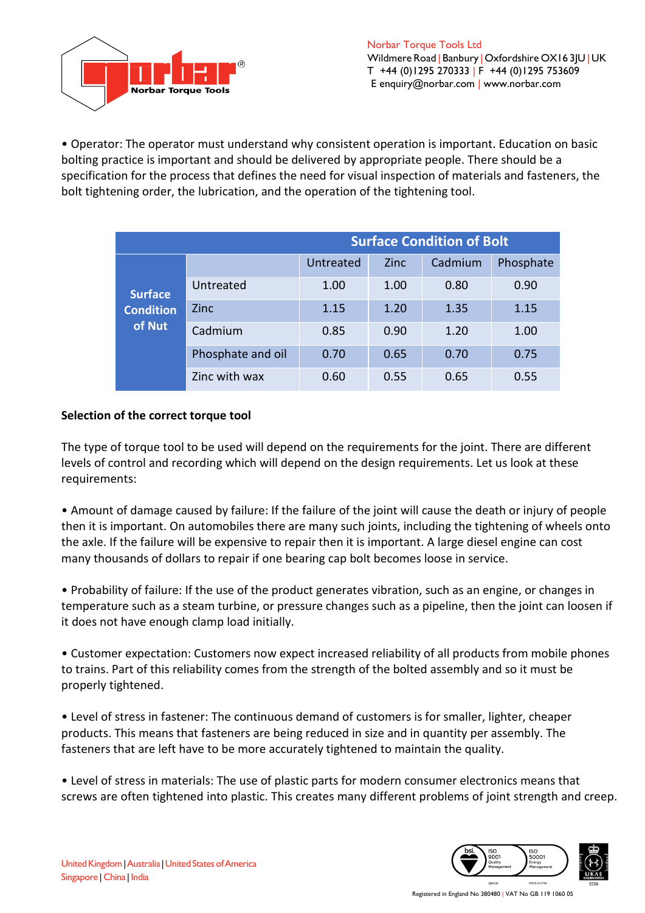• Operator: The operator must understand why consistent operation is important. Education on basic bolting practice is important and should be delivered by appropriate people. There should be a specification for the process that defines the need for visual inspection of materials and fasteners, the bolt tightening order, the lubrication, and the operation of the tightening tool.

| | | Surface Condition of Bolt | | | |
|---|---|---|---|---|---|
| | | Untreated | Zinc | Cadmium | Phosphate |
| Surface Condition of Nut | Untreated | 1.00 | 1.00 | 0.80 | 0.90 |
| | Zinc | 1.15 | 1.20 | 1.35 | 1.15 |
| | Cadmium | 0.85 | 0.90 | 1.20 | 1.00 |
| | Phosphate and oil | 0.70 | 0.65 | 0.70 | 0.75 |
| | Zinc with wax | 0.60 | 0.55 | 0.65 | 0.55 |

**Selection of the correct torque tool**

The type of torque tool to be used will depend on the requirements for the joint. There are different levels of control and recording which will depend on the design requirements. Let us look at these requirements:

• Amount of damage caused by failure: If the failure of the joint will cause the death or injury of people then it is important. On automobiles there are many such joints, including the tightening of wheels onto the axle. If the failure will be expensive to repair then it is important. A large diesel engine can cost many thousands of dollars to repair if one bearing cap bolt becomes loose in service.

• Probability of failure: If the use of the product generates vibration, such as an engine, or changes in temperature such as a steam turbine, or pressure changes such as a pipeline, then the joint can loosen if it does not have enough clamp load initially.

• Customer expectation: Customers now expect increased reliability of all products from mobile phones to trains. Part of this reliability comes from the strength of the bolted assembly and so it must be properly tightened.

• Level of stress in fastener: The continuous demand of customers is for smaller, lighter, cheaper products. This means that fasteners are being reduced in size and in quantity per assembly. The fasteners that are left have to be more accurately tightened to maintain the quality.

• Level of stress in materials: The use of plastic parts for modern consumer electronics means that screws are often tightened into plastic. This creates many different problems of joint strength and creep.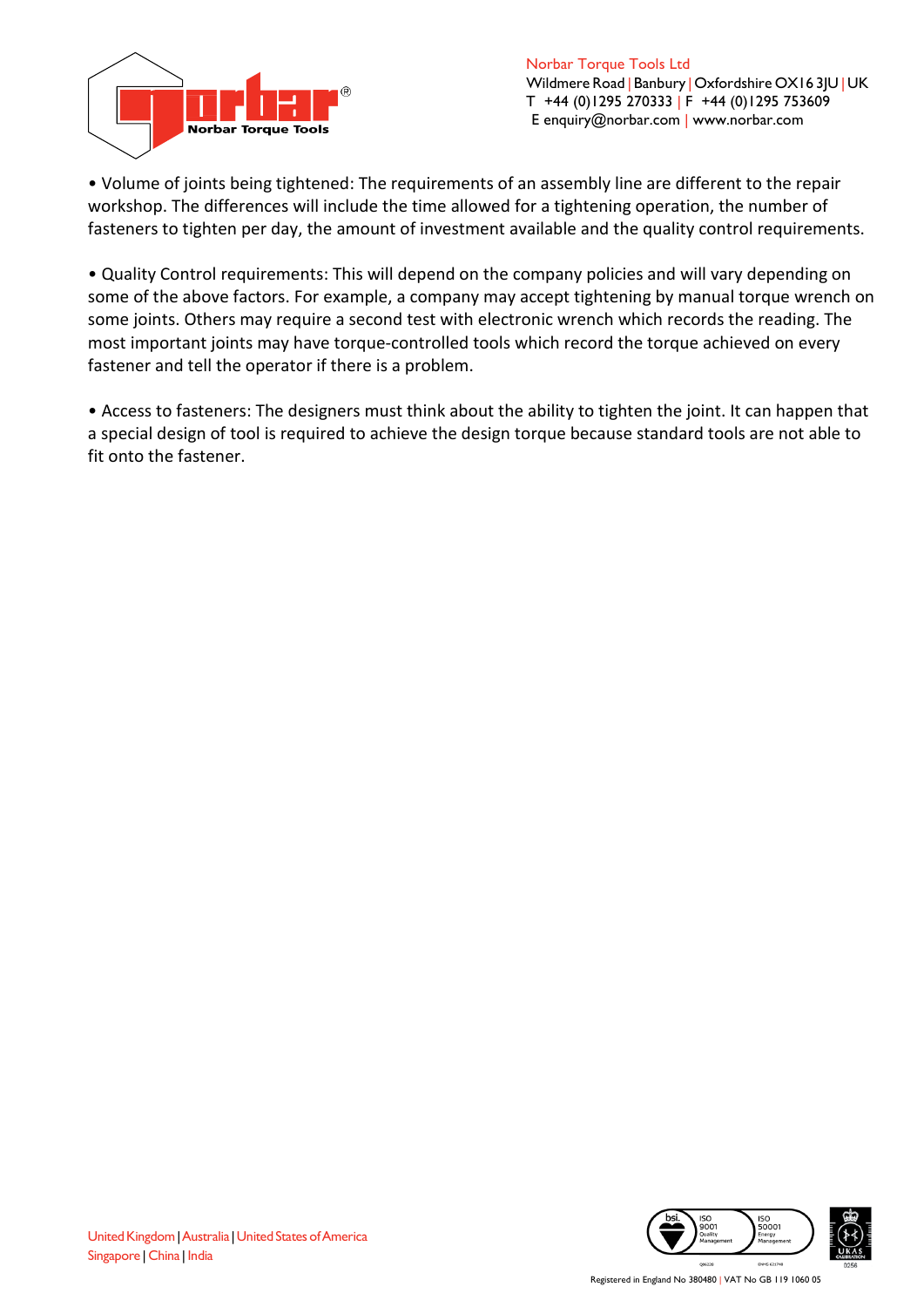- Volume of joints being tightened: The requirements of an assembly line are different to the repair workshop. The differences will include the time allowed for a tightening operation, the number of fasteners to tighten per day, the amount of investment available and the quality control requirements.

- Quality Control requirements: This will depend on the company policies and will vary depending on some of the above factors. For example, a company may accept tightening by manual torque wrench on some joints. Others may require a second test with electronic wrench which records the reading. The most important joints may have torque-controlled tools which record the torque achieved on every fastener and tell the operator if there is a problem.

- Access to fasteners: The designers must think about the ability to tighten the joint. It can happen that a special design of tool is required to achieve the design torque because standard tools are not able to fit onto the fastener.